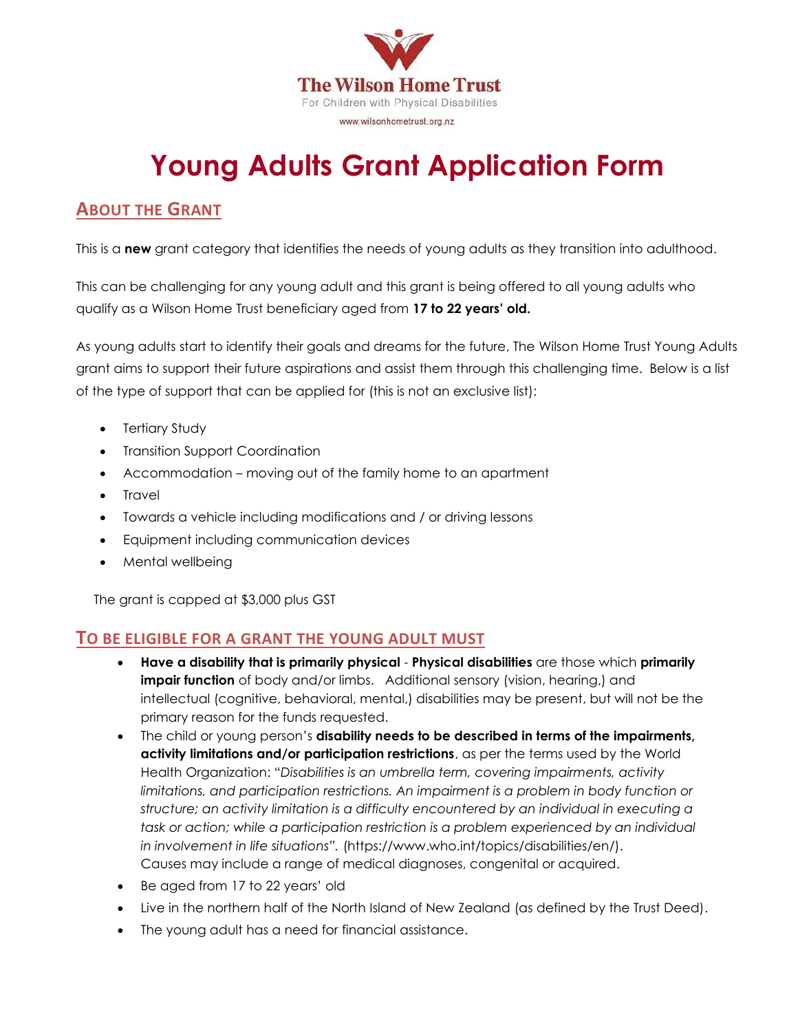The Wilson Home Trust

For Children with Physical Disabilities

www.wilsonhometrust.org.nz

# Young Adults Grant Application Form

## ABOUT THE GRANT

This is a **new** grant category that identifies the needs of young adults as they transition into adulthood.

This can be challenging for any young adult and this grant is being offered to all young adults who qualify as a Wilson Home Trust beneficiary aged from **17 to 22 years' old.**

As young adults start to identify their goals and dreams for the future, The Wilson Home Trust Young Adults grant aims to support their future aspirations and assist them through this challenging time. Below is a list of the type of support that can be applied for (this is not an exclusive list):

- Tertiary Study
- Transition Support Coordination
- Accommodation – moving out of the family home to an apartment
- Travel
- Towards a vehicle including modifications and / or driving lessons
- Equipment including communication devices
- Mental wellbeing

The grant is capped at $3,000 plus GST

## TO BE ELIGIBLE FOR A GRANT THE YOUNG ADULT MUST

- **Have a disability that is primarily physical** - **Physical disabilities** are those which **primarily impair function** of body and/or limbs. Additional sensory (vision, hearing,) and intellectual (cognitive, behavioral, mental,) disabilities may be present, but will not be the primary reason for the funds requested.
- The child or young person's **disability needs to be described in terms of the impairments, activity limitations and/or participation restrictions**, as per the terms used by the World Health Organization: "*Disabilities is an umbrella term, covering impairments, activity limitations, and participation restrictions. An impairment is a problem in body function or structure; an activity limitation is a difficulty encountered by an individual in executing a task or action; while a participation restriction is a problem experienced by an individual in involvement in life situations*". (https://www.who.int/topics/disabilities/en/). Causes may include a range of medical diagnoses, congenital or acquired.
- Be aged from 17 to 22 years' old
- Live in the northern half of the North Island of New Zealand (as defined by the Trust Deed).
- The young adult has a need for financial assistance.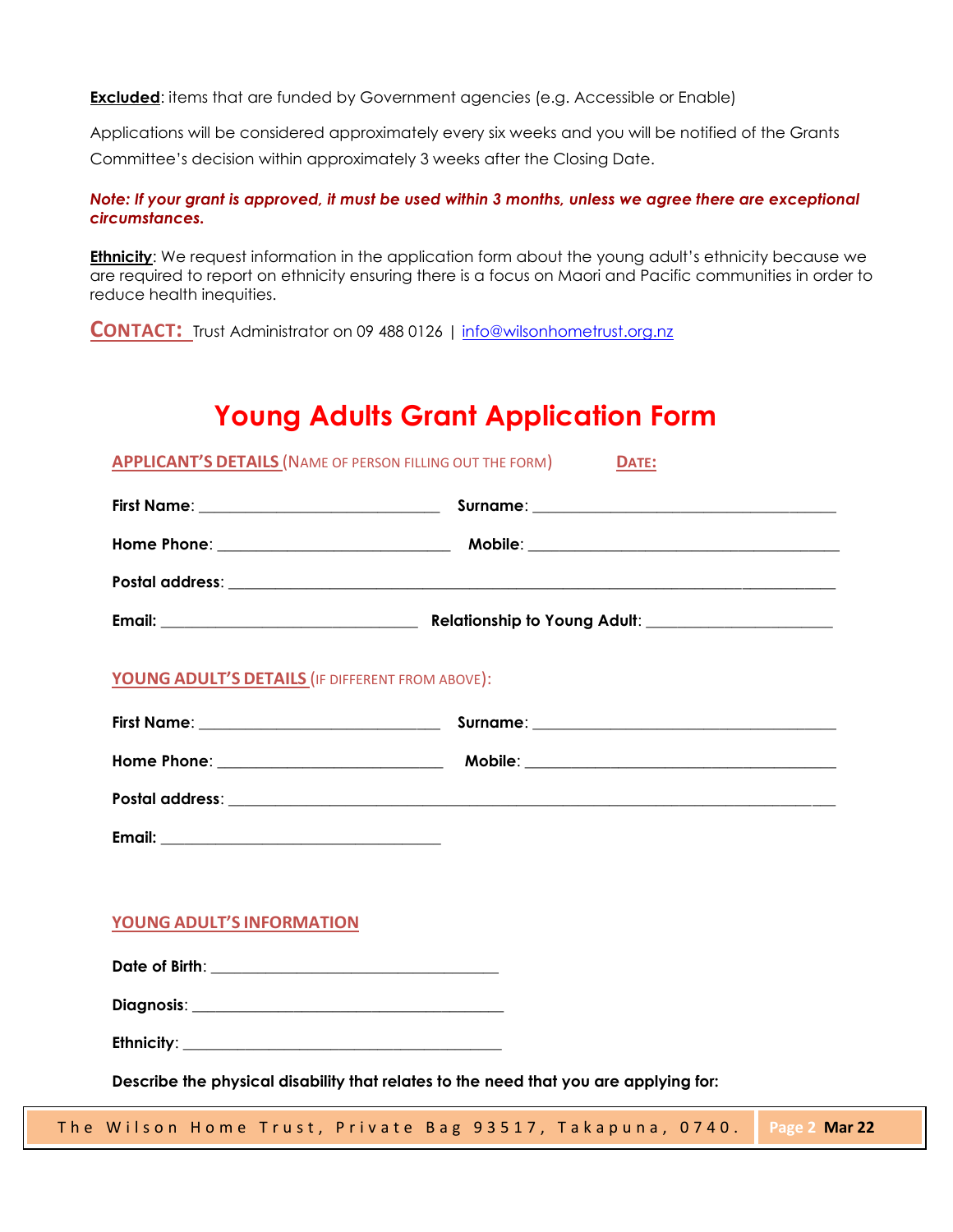**Excluded**: items that are funded by Government agencies (e.g. Accessible or Enable)

Applications will be considered approximately every six weeks and you will be notified of the Grants Committee's decision within approximately 3 weeks after the Closing Date.

***Note: If your grant is approved, it must be used within 3 months, unless we agree there are exceptional circumstances.***

**Ethnicity**: We request information in the application form about the young adult's ethnicity because we are required to report on ethnicity ensuring there is a focus on Maori and Pacific communities in order to reduce health inequities.

**CONTACT:** Trust Administrator on 09 488 0126 | info@wilsonhometrust.org.nz

# Young Adults Grant Application Form

**APPLICANT'S DETAILS** (NAME OF PERSON FILLING OUT THE FORM) **DATE:**

**First Name**: ______________________________ **Surname**: ______________________________________

**Home Phone**: _____________________________ **Mobile**: _______________________________________

**Postal address**: ______________________________________________________________________________

**Email:** ________________________________ **Relationship to Young Adult**: _______________________

**YOUNG ADULT'S DETAILS** (IF DIFFERENT FROM ABOVE):

**First Name**: ______________________________ **Surname**: ______________________________________

**Home Phone**: ____________________________ **Mobile**: ______________________________________

**Postal address**: ______________________________________________________________________________

**Email:** ___________________________________

**YOUNG ADULT'S INFORMATION**

**Date of Birth**: ___________________________________

**Diagnosis**: _______________________________________

**Ethnicity**: ________________________________________

**Describe the physical disability that relates to the need that you are applying for:**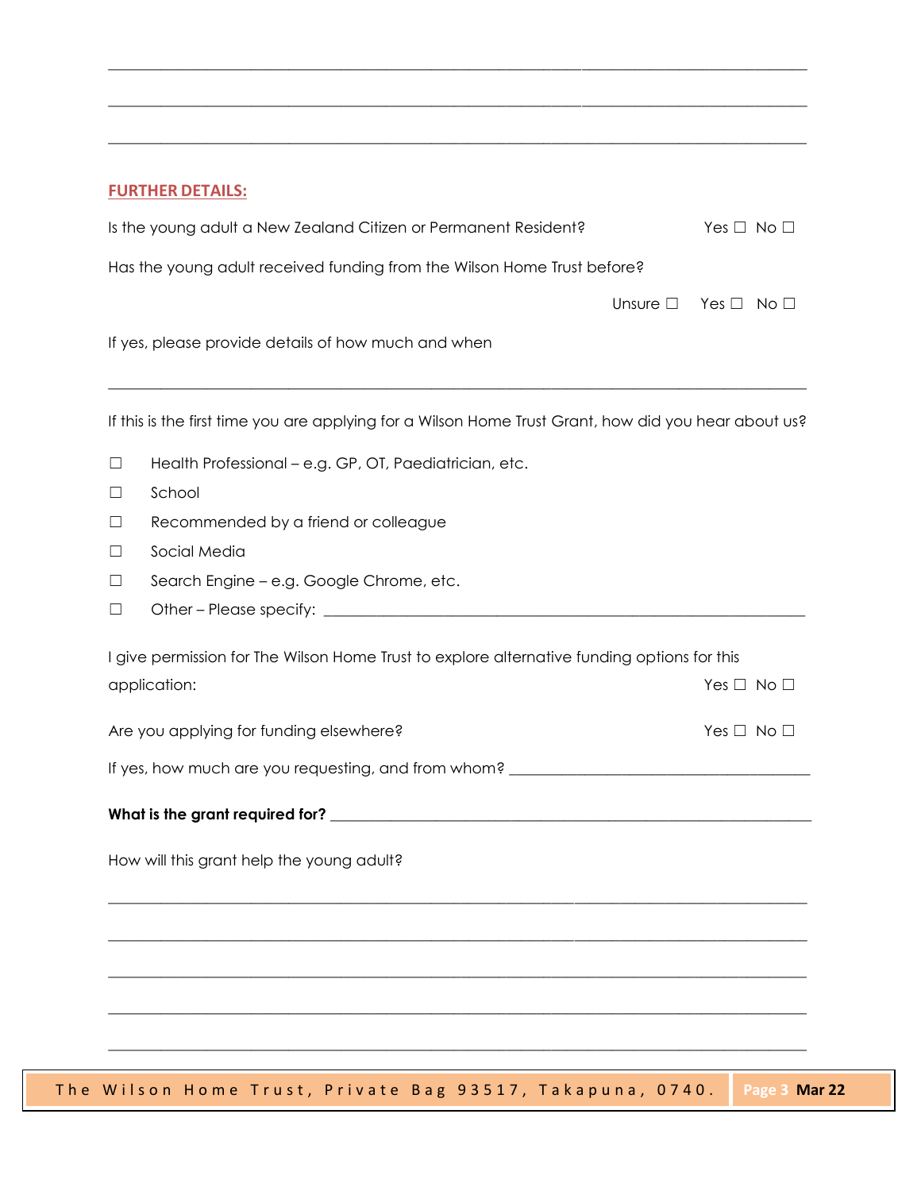______________________________________________________________________________

______________________________________________________________________________

______________________________________________________________________________

## FURTHER DETAILS:

Is the young adult a New Zealand Citizen or Permanent Resident? Yes ☐ No ☐

Has the young adult received funding from the Wilson Home Trust before?

Unsure ☐ Yes ☐ No ☐

If yes, please provide details of how much and when

______________________________________________________________________________

If this is the first time you are applying for a Wilson Home Trust Grant, how did you hear about us?

- ☐ Health Professional – e.g. GP, OT, Paediatrician, etc.
- ☐ School
- ☐ Recommended by a friend or colleague
- ☐ Social Media
- ☐ Search Engine – e.g. Google Chrome, etc.
- ☐ Other – Please specify: ________________________________________________

I give permission for The Wilson Home Trust to explore alternative funding options for this application: Yes ☐ No ☐

Are you applying for funding elsewhere? Yes ☐ No ☐

If yes, how much are you requesting, and from whom? ______________________________

**What is the grant required for?** ______________________________________________

How will this grant help the young adult?

______________________________________________________________________________

______________________________________________________________________________

______________________________________________________________________________

______________________________________________________________________________

______________________________________________________________________________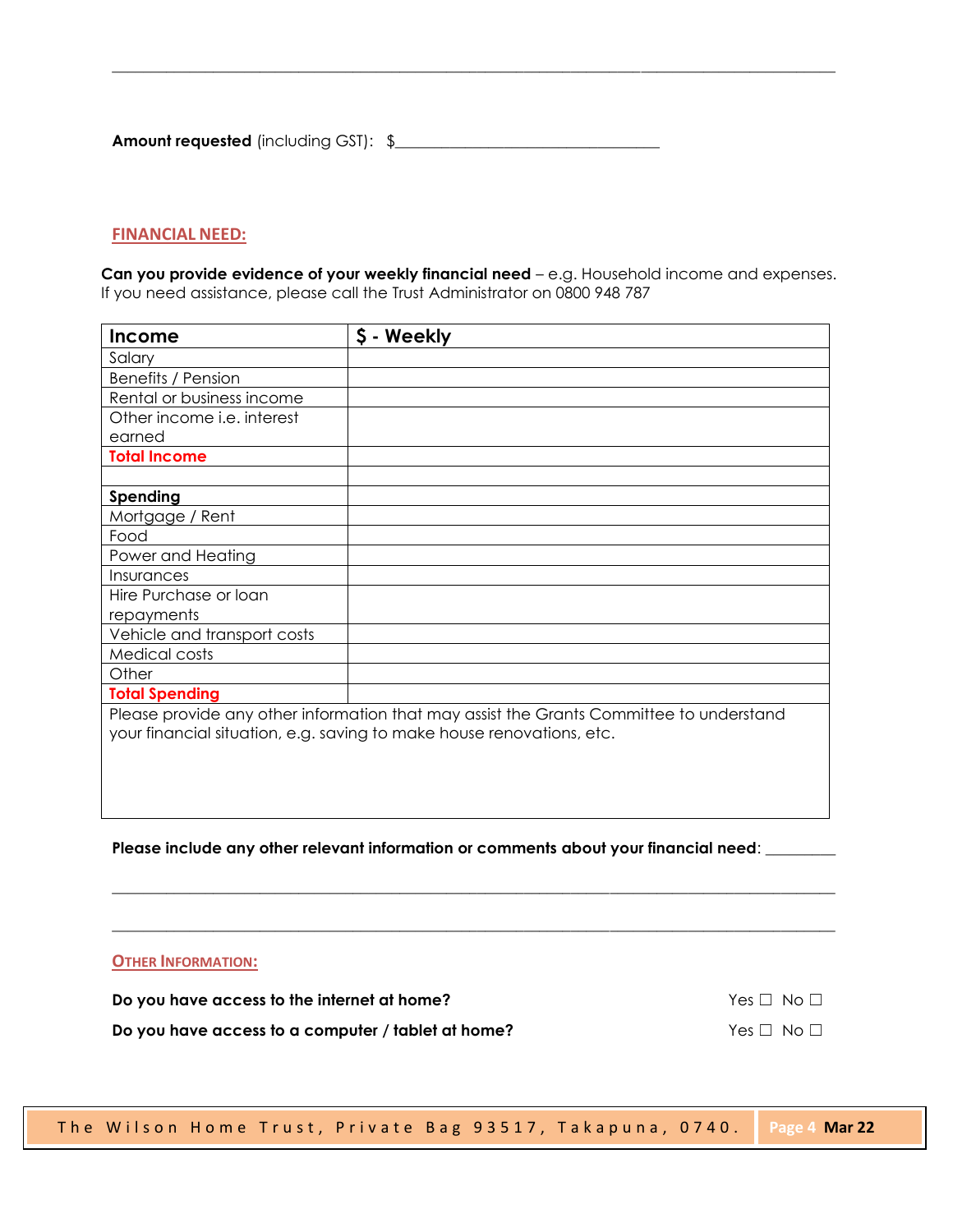---

**Amount requested** (including GST): $________________________________

## FINANCIAL NEED:

**Can you provide evidence of your weekly financial need** – e.g. Household income and expenses. If you need assistance, please call the Trust Administrator on 0800 948 787

| Income | $ - Weekly |
|---|---|
| Salary | |
| Benefits / Pension | |
| Rental or business income | |
| Other income i.e. interest earned | |
| **Total Income** | |
| | |
| **Spending** | |
| Mortgage / Rent | |
| Food | |
| Power and Heating | |
| Insurances | |
| Hire Purchase or loan repayments | |
| Vehicle and transport costs | |
| Medical costs | |
| Other | |
| **Total Spending** | |
| Please provide any other information that may assist the Grants Committee to understand your financial situation, e.g. saving to make house renovations, etc. | |

**Please include any other relevant information or comments about your financial need**: _________

_____________________________________________________________________________

_____________________________________________________________________________

## OTHER INFORMATION:

**Do you have access to the internet at home?** Yes ☐ No ☐

**Do you have access to a computer / tablet at home?** Yes ☐ No ☐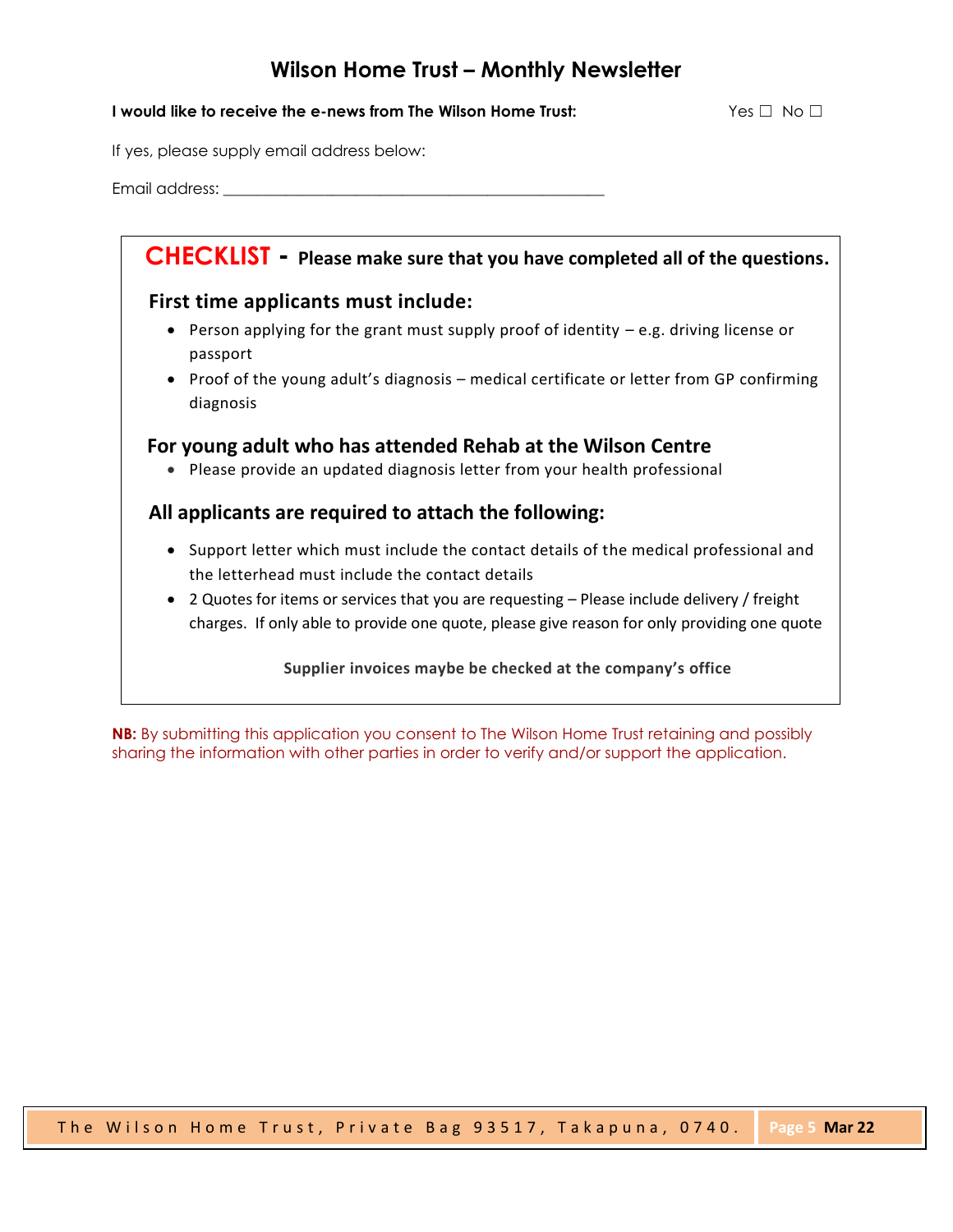# Wilson Home Trust – Monthly Newsletter

**I would like to receive the e-news from The Wilson Home Trust:** Yes ☐ No ☐

If yes, please supply email address below:

Email address: _______________________________________________

## CHECKLIST - Please make sure that you have completed all of the questions.

### First time applicants must include:

- Person applying for the grant must supply proof of identity – e.g. driving license or passport
- Proof of the young adult's diagnosis – medical certificate or letter from GP confirming diagnosis

### For young adult who has attended Rehab at the Wilson Centre

- Please provide an updated diagnosis letter from your health professional

### All applicants are required to attach the following:

- Support letter which must include the contact details of the medical professional and the letterhead must include the contact details
- 2 Quotes for items or services that you are requesting – Please include delivery / freight charges. If only able to provide one quote, please give reason for only providing one quote

**Supplier invoices maybe be checked at the company's office**

**NB:** By submitting this application you consent to The Wilson Home Trust retaining and possibly sharing the information with other parties in order to verify and/or support the application.